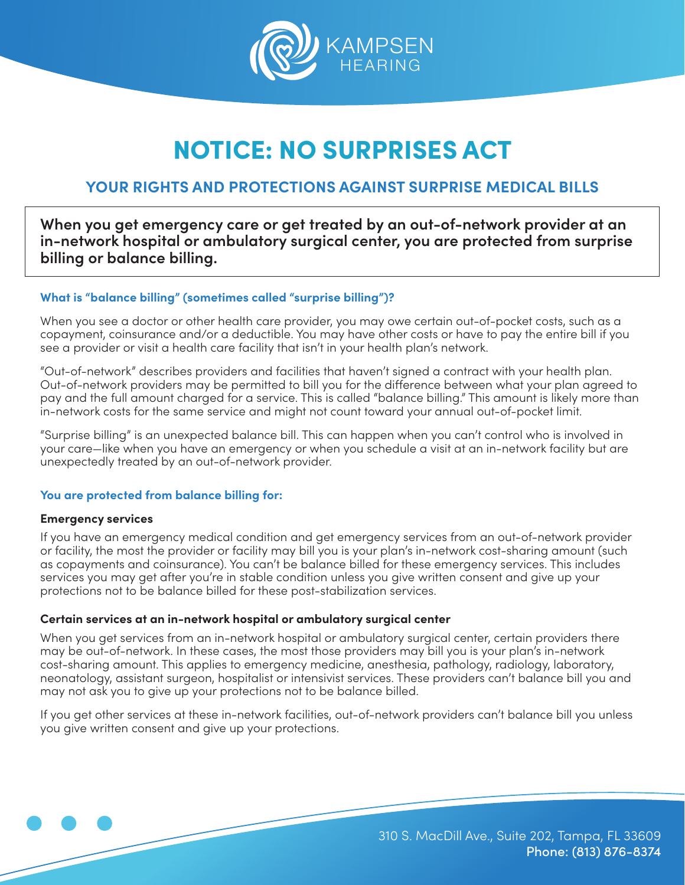KAMPSEN HEARING

# NOTICE: NO SURPRISES ACT

## YOUR RIGHTS AND PROTECTIONS AGAINST SURPRISE MEDICAL BILLS

**When you get emergency care or get treated by an out-of-network provider at an in-network hospital or ambulatory surgical center, you are protected from surprise billing or balance billing.**

### What is "balance billing" (sometimes called "surprise billing")?

When you see a doctor or other health care provider, you may owe certain out-of-pocket costs, such as a copayment, coinsurance and/or a deductible. You may have other costs or have to pay the entire bill if you see a provider or visit a health care facility that isn't in your health plan's network.

"Out-of-network" describes providers and facilities that haven't signed a contract with your health plan. Out-of-network providers may be permitted to bill you for the difference between what your plan agreed to pay and the full amount charged for a service. This is called "balance billing." This amount is likely more than in-network costs for the same service and might not count toward your annual out-of-pocket limit.

"Surprise billing" is an unexpected balance bill. This can happen when you can't control who is involved in your care—like when you have an emergency or when you schedule a visit at an in-network facility but are unexpectedly treated by an out-of-network provider.

### You are protected from balance billing for:

**Emergency services**

If you have an emergency medical condition and get emergency services from an out-of-network provider or facility, the most the provider or facility may bill you is your plan's in-network cost-sharing amount (such as copayments and coinsurance). You can't be balance billed for these emergency services. This includes services you may get after you're in stable condition unless you give written consent and give up your protections not to be balance billed for these post-stabilization services.

**Certain services at an in-network hospital or ambulatory surgical center**

When you get services from an in-network hospital or ambulatory surgical center, certain providers there may be out-of-network. In these cases, the most those providers may bill you is your plan's in-network cost-sharing amount. This applies to emergency medicine, anesthesia, pathology, radiology, laboratory, neonatology, assistant surgeon, hospitalist or intensivist services. These providers can't balance bill you and may not ask you to give up your protections not to be balance billed.

If you get other services at these in-network facilities, out-of-network providers can't balance bill you unless you give written consent and give up your protections.

310 S. MacDill Ave., Suite 202, Tampa, FL 33609
**Phone: (813) 876-8374**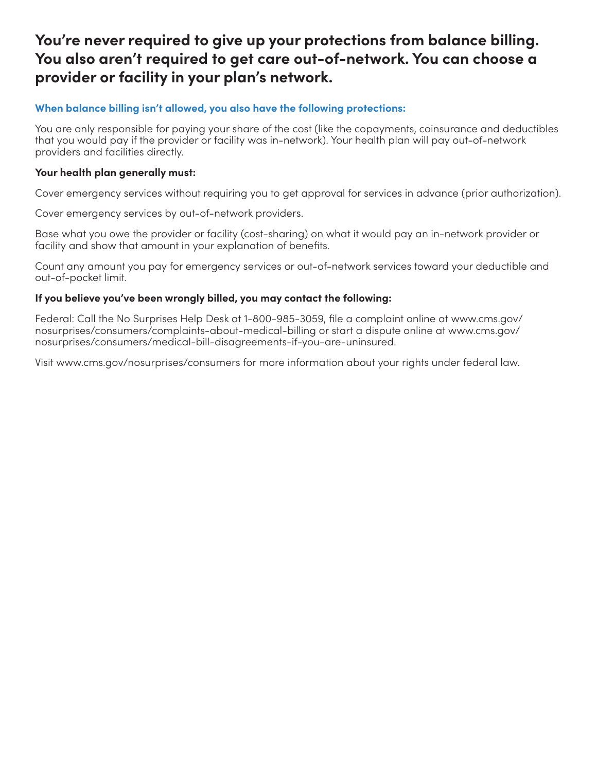## You're never required to give up your protections from balance billing. You also aren't required to get care out-of-network. You can choose a provider or facility in your plan's network.

### When balance billing isn't allowed, you also have the following protections:

You are only responsible for paying your share of the cost (like the copayments, coinsurance and deductibles that you would pay if the provider or facility was in-network). Your health plan will pay out-of-network providers and facilities directly.

**Your health plan generally must:**

Cover emergency services without requiring you to get approval for services in advance (prior authorization).

Cover emergency services by out-of-network providers.

Base what you owe the provider or facility (cost-sharing) on what it would pay an in-network provider or facility and show that amount in your explanation of benefits.

Count any amount you pay for emergency services or out-of-network services toward your deductible and out-of-pocket limit.

**If you believe you've been wrongly billed, you may contact the following:**

Federal: Call the No Surprises Help Desk at 1-800-985-3059, file a complaint online at www.cms.gov/nosurprises/consumers/complaints-about-medical-billing or start a dispute online at www.cms.gov/nosurprises/consumers/medical-bill-disagreements-if-you-are-uninsured.

Visit www.cms.gov/nosurprises/consumers for more information about your rights under federal law.